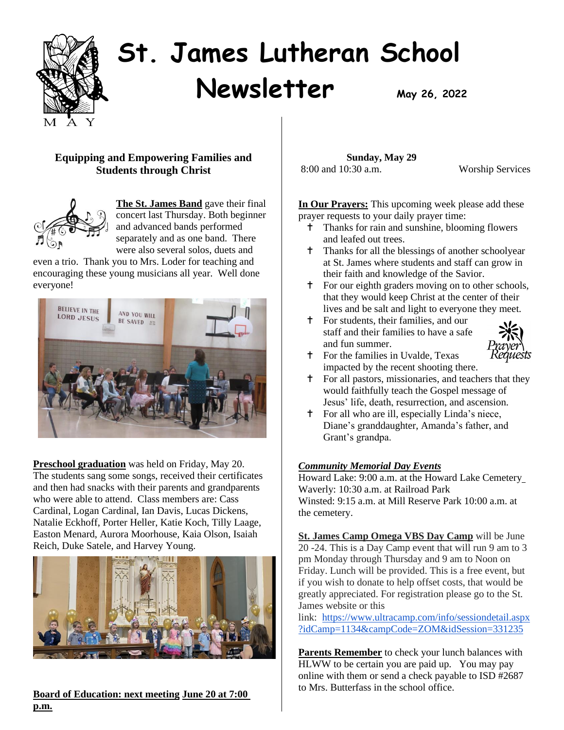# St. James Lutheran School Newsletter

**May 26, 2022**

MAY

**Equipping and Empowering Families and Students through Christ**

**The St. James Band** gave their final concert last Thursday. Both beginner and advanced bands performed separately and as one band. There were also several solos, duets and even a trio. Thank you to Mrs. Loder for teaching and encouraging these young musicians all year. Well done everyone!

**Preschool graduation** was held on Friday, May 20. The students sang some songs, received their certificates and then had snacks with their parents and grandparents who were able to attend. Class members are: Cass Cardinal, Logan Cardinal, Ian Davis, Lucas Dickens, Natalie Eckhoff, Porter Heller, Katie Koch, Tilly Laage, Easton Menard, Aurora Moorhouse, Kaia Olson, Isaiah Reich, Duke Satele, and Harvey Young.

**Board of Education: next meeting June 20 at 7:00 p.m.**

**Sunday, May 29**
8:00 and 10:30 a.m. Worship Services

**In Our Prayers:** This upcoming week please add these prayer requests to your daily prayer time:

- Thanks for rain and sunshine, blooming flowers and leafed out trees.
- Thanks for all the blessings of another schoolyear at St. James where students and staff can grow in their faith and knowledge of the Savior.
- For our eighth graders moving on to other schools, that they would keep Christ at the center of their lives and be salt and light to everyone they meet.
- For students, their families, and our staff and their families to have a safe and fun summer.
- For the families in Uvalde, Texas impacted by the recent shooting there.
- For all pastors, missionaries, and teachers that they would faithfully teach the Gospel message of Jesus' life, death, resurrection, and ascension.
- For all who are ill, especially Linda's niece, Diane's granddaughter, Amanda's father, and Grant's grandpa.

***Community Memorial Day Events***
Howard Lake: 9:00 a.m. at the Howard Lake Cemetery
Waverly: 10:30 a.m. at Railroad Park
Winsted: 9:15 a.m. at Mill Reserve Park 10:00 a.m. at the cemetery.

**St. James Camp Omega VBS Day Camp** will be June 20 -24. This is a Day Camp event that will run 9 am to 3 pm Monday through Thursday and 9 am to Noon on Friday. Lunch will be provided. This is a free event, but if you wish to donate to help offset costs, that would be greatly appreciated. For registration please go to the St. James website or this link: https://www.ultracamp.com/info/sessiondetail.aspx?idCamp=1134&campCode=ZOM&idSession=331235

**Parents Remember** to check your lunch balances with HLWW to be certain you are paid up. You may pay online with them or send a check payable to ISD #2687 to Mrs. Butterfass in the school office.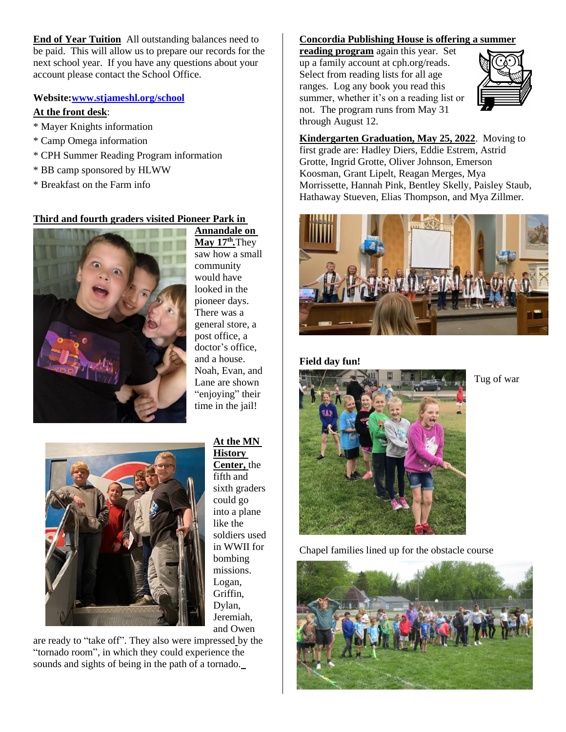**End of Year Tuition** All outstanding balances need to be paid. This will allow us to prepare our records for the next school year. If you have any questions about your account please contact the School Office.

**Website:** [www.stjameshl.org/school](http://www.stjameshl.org/school)

**At the front desk**:

* Mayer Knights information
* Camp Omega information
* CPH Summer Reading Program information
* BB camp sponsored by HLWW
* Breakfast on the Farm info

**Third and fourth graders visited Pioneer Park in Annandale on May 17th.** They saw how a small community would have looked in the pioneer days. There was a general store, a post office, a doctor's office, and a house. Noah, Evan, and Lane are shown "enjoying" their time in the jail!

**At the MN History Center,** the fifth and sixth graders could go into a plane like the soldiers used in WWII for bombing missions. Logan, Griffin, Dylan, Jeremiah, and Owen are ready to "take off". They also were impressed by the "tornado room", in which they could experience the sounds and sights of being in the path of a tornado.

**Concordia Publishing House is offering a summer reading program** again this year. Set up a family account at cph.org/reads. Select from reading lists for all age ranges. Log any book you read this summer, whether it's on a reading list or not. The program runs from May 31 through August 12.

**Kindergarten Graduation, May 25, 2022**. Moving to first grade are: Hadley Diers, Eddie Estrem, Astrid Grotte, Ingrid Grotte, Oliver Johnson, Emerson Koosman, Grant Lipelt, Reagan Merges, Mya Morrissette, Hannah Pink, Bentley Skelly, Paisley Staub, Hathaway Stueven, Elias Thompson, and Mya Zillmer.

**Field day fun!**

Tug of war

Chapel families lined up for the obstacle course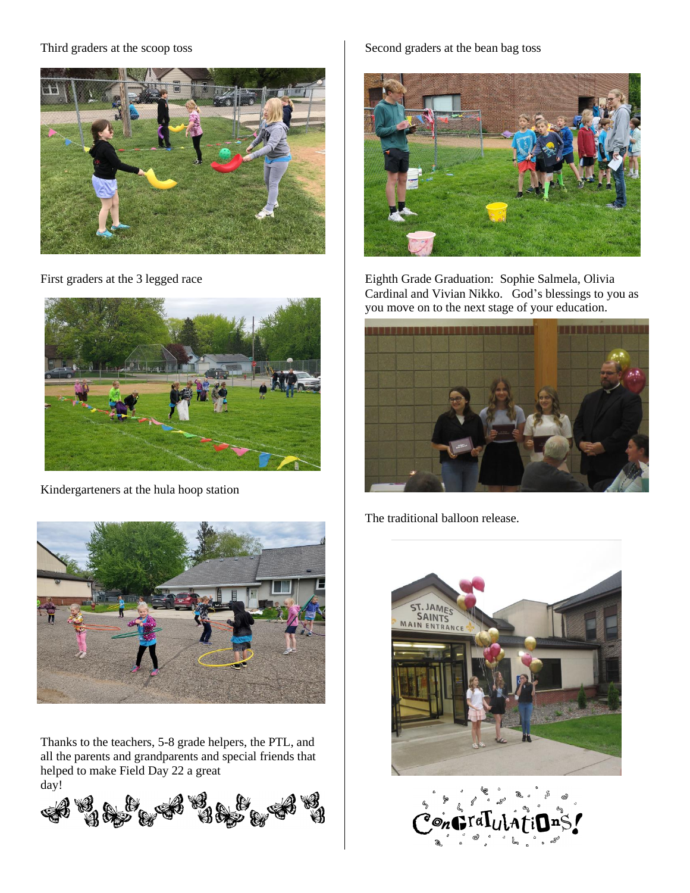Third graders at the scoop toss

First graders at the 3 legged race

Kindergarteners at the hula hoop station

Thanks to the teachers, 5-8 grade helpers, the PTL, and all the parents and grandparents and special friends that helped to make Field Day 22 a great day!

Second graders at the bean bag toss

Eighth Grade Graduation: Sophie Salmela, Olivia Cardinal and Vivian Nikko. God's blessings to you as you move on to the next stage of your education.

The traditional balloon release.

Congratulations!